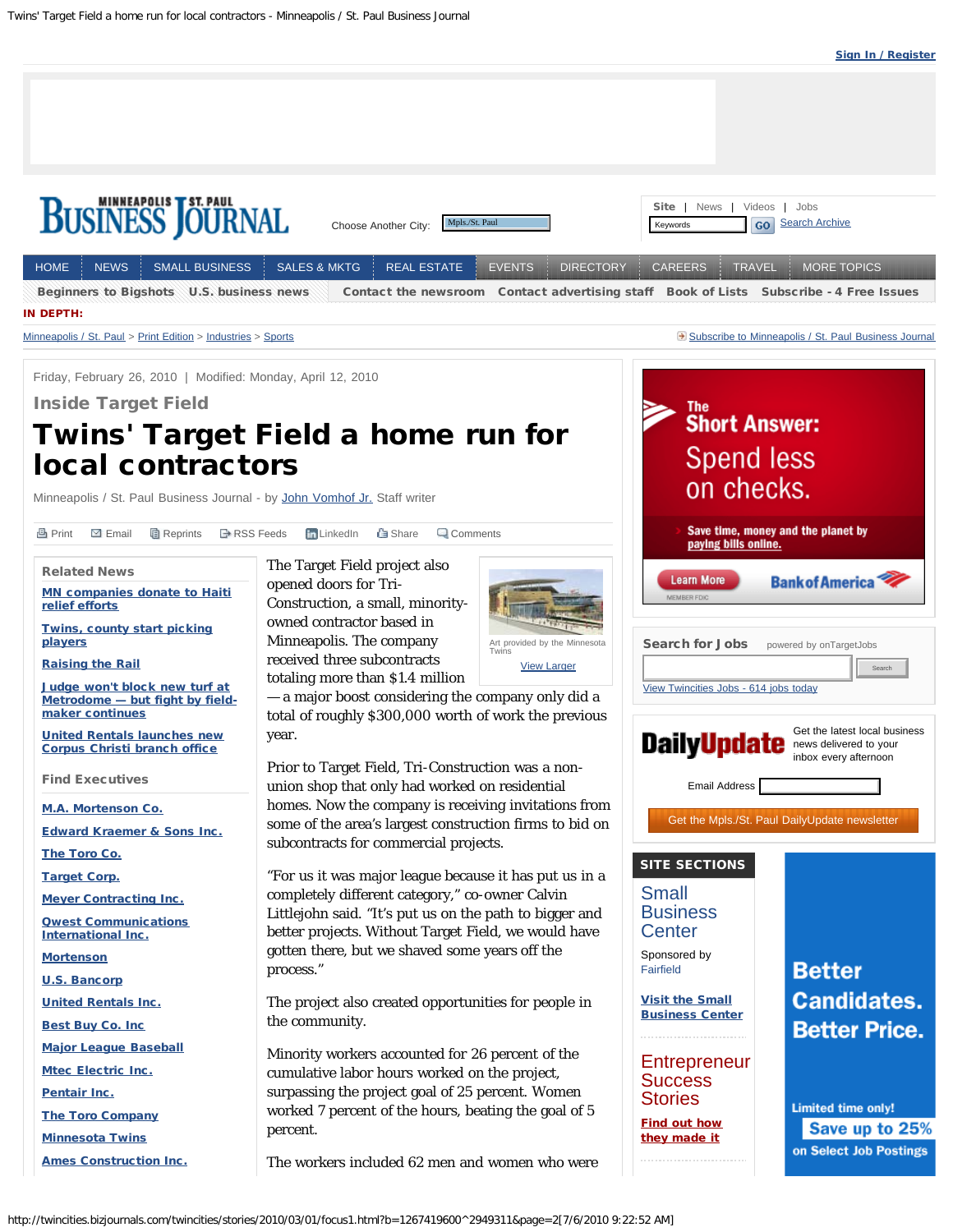Friday, February 26, 2010 | Modified: Monday, April 12, 2010

### Inside Target Field

# Twins' Target Field a home run for local contractors

Minneapolis / St. Paul Business Journal - by John Vomhof Jr. Staff writer

Art provided by the Minnesota Twins

View Larger

The Target Field project also opened doors for Tri-Construction, a small, minority-owned contractor based in Minneapolis. The company received three subcontracts totaling more than $1.4 million — a major boost considering the company only did a total of roughly $300,000 worth of work the previous year.

Prior to Target Field, Tri-Construction was a non-union shop that only had worked on residential homes. Now the company is receiving invitations from some of the area's largest construction firms to bid on subcontracts for commercial projects.

"For us it was major league because it has put us in a completely different category," co-owner Calvin Littlejohn said. "It's put us on the path to bigger and better projects. Without Target Field, we would have gotten there, but we shaved some years off the process."

The project also created opportunities for people in the community.

Minority workers accounted for 26 percent of the cumulative labor hours worked on the project, surpassing the project goal of 25 percent. Women worked 7 percent of the hours, beating the goal of 5 percent.

The workers included 62 men and women who were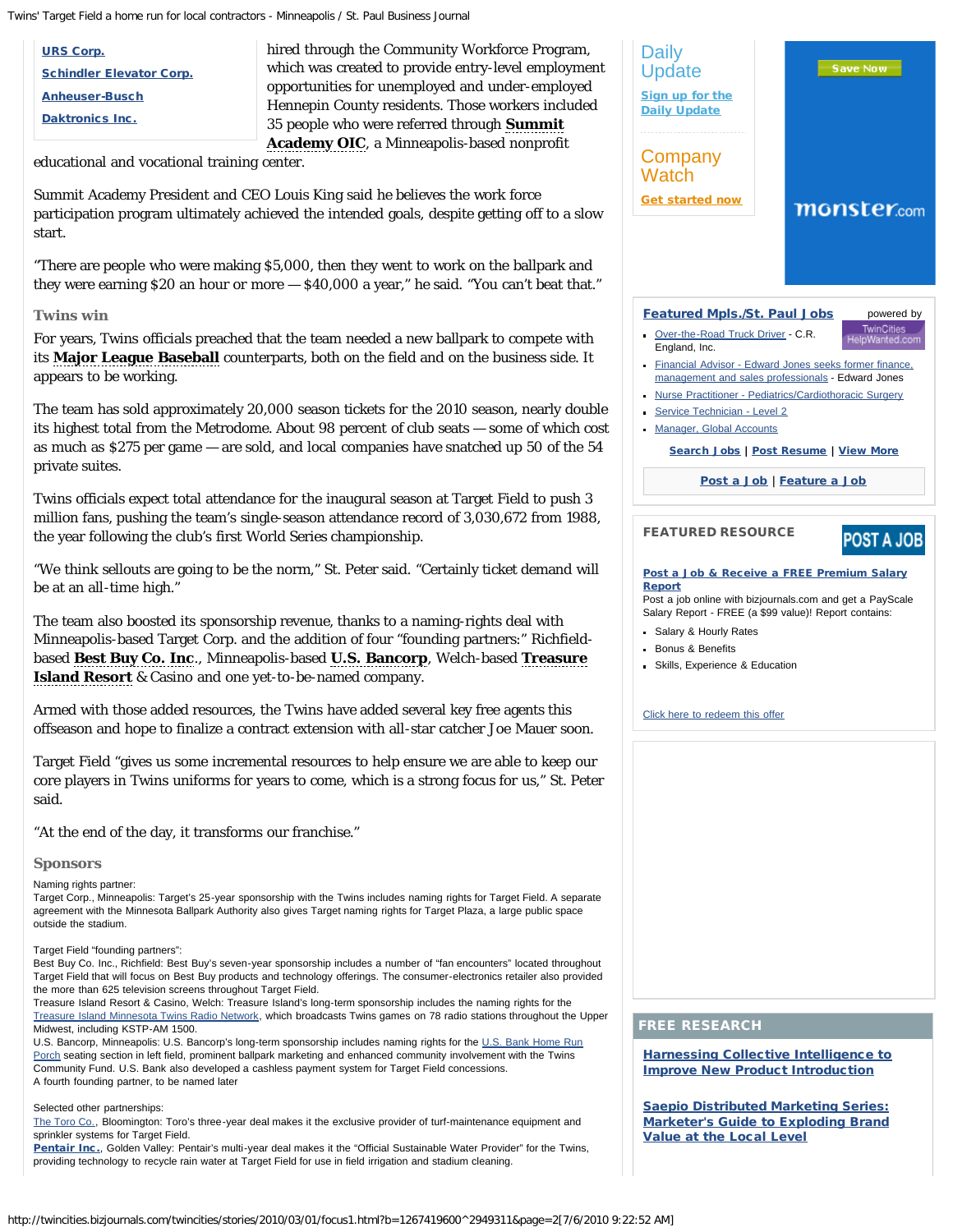hired through the Community Workforce Program, which was created to provide entry-level employment opportunities for unemployed and under-employed Hennepin County residents. Those workers included 35 people who were referred through **Summit Academy OIC**, a Minneapolis-based nonprofit educational and vocational training center.

Summit Academy President and CEO Louis King said he believes the work force participation program ultimately achieved the intended goals, despite getting off to a slow start.

"There are people who were making $5,000, then they went to work on the ballpark and they were earning $20 an hour or more — $40,000 a year," he said. "You can't beat that."

### Twins win

For years, Twins officials preached that the team needed a new ballpark to compete with its **Major League Baseball** counterparts, both on the field and on the business side. It appears to be working.

The team has sold approximately 20,000 season tickets for the 2010 season, nearly double its highest total from the Metrodome. About 98 percent of club seats — some of which cost as much as $275 per game — are sold, and local companies have snatched up 50 of the 54 private suites.

Twins officials expect total attendance for the inaugural season at Target Field to push 3 million fans, pushing the team's single-season attendance record of 3,030,672 from 1988, the year following the club's first World Series championship.

"We think sellouts are going to be the norm," St. Peter said. "Certainly ticket demand will be at an all-time high."

The team also boosted its sponsorship revenue, thanks to a naming-rights deal with Minneapolis-based Target Corp. and the addition of four "founding partners:" Richfield-based **Best Buy Co. Inc**., Minneapolis-based **U.S. Bancorp**, Welch-based **Treasure Island Resort** & Casino and one yet-to-be-named company.

Armed with those added resources, the Twins have added several key free agents this offseason and hope to finalize a contract extension with all-star catcher Joe Mauer soon.

Target Field "gives us some incremental resources to help ensure we are able to keep our core players in Twins uniforms for years to come, which is a strong focus for us," St. Peter said.

"At the end of the day, it transforms our franchise."

### Sponsors

Naming rights partner:
Target Corp., Minneapolis: Target's 25-year sponsorship with the Twins includes naming rights for Target Field. A separate agreement with the Minnesota Ballpark Authority also gives Target naming rights for Target Plaza, a large public space outside the stadium.

Target Field "founding partners":
Best Buy Co. Inc., Richfield: Best Buy's seven-year sponsorship includes a number of "fan encounters" located throughout Target Field that will focus on Best Buy products and technology offerings. The consumer-electronics retailer also provided the more than 625 television screens throughout Target Field.
Treasure Island Resort & Casino, Welch: Treasure Island's long-term sponsorship includes the naming rights for the Treasure Island Minnesota Twins Radio Network, which broadcasts Twins games on 78 radio stations throughout the Upper Midwest, including KSTP-AM 1500.
U.S. Bancorp, Minneapolis: U.S. Bancorp's long-term sponsorship includes naming rights for the U.S. Bank Home Run Porch seating section in left field, prominent ballpark marketing and enhanced community involvement with the Twins Community Fund. U.S. Bank also developed a cashless payment system for Target Field concessions.
A fourth founding partner, to be named later

Selected other partnerships:
The Toro Co., Bloomington: Toro's three-year deal makes it the exclusive provider of turf-maintenance equipment and sprinkler systems for Target Field.
**Pentair Inc.**, Golden Valley: Pentair's multi-year deal makes it the "Official Sustainable Water Provider" for the Twins, providing technology to recycle rain water at Target Field for use in field irrigation and stadium cleaning.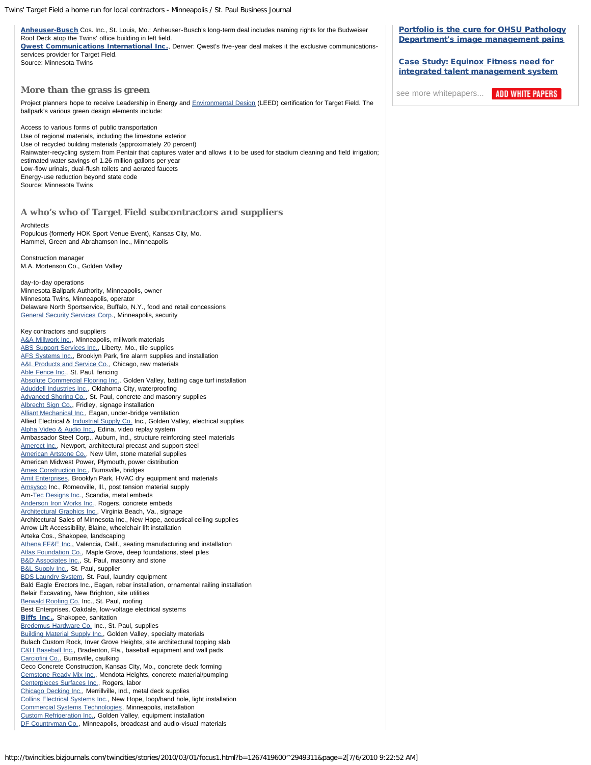Anheuser-Busch Cos. Inc., St. Louis, Mo.: Anheuser-Busch's long-term deal includes naming rights for the Budweiser Roof Deck atop the Twins' office building in left field.
Qwest Communications International Inc., Denver: Qwest's five-year deal makes it the exclusive communications-services provider for Target Field.
Source: Minnesota Twins

## More than the grass is green

Project planners hope to receive Leadership in Energy and Environmental Design (LEED) certification for Target Field. The ballpark's various green design elements include:

Access to various forms of public transportation
Use of regional materials, including the limestone exterior
Use of recycled building materials (approximately 20 percent)
Rainwater-recycling system from Pentair that captures water and allows it to be used for stadium cleaning and field irrigation; estimated water savings of 1.26 million gallons per year
Low-flow urinals, dual-flush toilets and aerated faucets
Energy-use reduction beyond state code
Source: Minnesota Twins

## A who's who of Target Field subcontractors and suppliers

Architects
Populous (formerly HOK Sport Venue Event), Kansas City, Mo.
Hammel, Green and Abrahamson Inc., Minneapolis

Construction manager
M.A. Mortenson Co., Golden Valley

day-to-day operations
Minnesota Ballpark Authority, Minneapolis, owner
Minnesota Twins, Minneapolis, operator
Delaware North Sportservice, Buffalo, N.Y., food and retail concessions
General Security Services Corp., Minneapolis, security

Key contractors and suppliers
A&A Millwork Inc., Minneapolis, millwork materials
ABS Support Services Inc., Liberty, Mo., tile supplies
AFS Systems Inc., Brooklyn Park, fire alarm supplies and installation
A&L Products and Service Co., Chicago, raw materials
Able Fence Inc., St. Paul, fencing
Absolute Commercial Flooring Inc., Golden Valley, batting cage turf installation
Aduddell Industries Inc., Oklahoma City, waterproofing
Advanced Shoring Co., St. Paul, concrete and masonry supplies
Albrecht Sign Co., Fridley, signage installation
Alliant Mechanical Inc., Eagan, under-bridge ventilation
Allied Electrical & Industrial Supply Co. Inc., Golden Valley, electrical supplies
Alpha Video & Audio Inc., Edina, video replay system
Ambassador Steel Corp., Auburn, Ind., structure reinforcing steel materials
Amerect Inc., Newport, architectural precast and support steel
American Artstone Co., New Ulm, stone material supplies
American Midwest Power, Plymouth, power distribution
Ames Construction Inc., Burnsville, bridges
Amit Enterprises, Brooklyn Park, HVAC dry equipment and materials
Amsysco Inc., Romeoville, Ill., post tension material supply
Am-Tec Designs Inc., Scandia, metal embeds
Anderson Iron Works Inc., Rogers, concrete embeds
Architectural Graphics Inc., Virginia Beach, Va., signage
Architectural Sales of Minnesota Inc., New Hope, acoustical ceiling supplies
Arrow Lift Accessibility, Blaine, wheelchair lift installation
Arteka Cos., Shakopee, landscaping
Athena FF&E Inc., Valencia, Calif., seating manufacturing and installation
Atlas Foundation Co., Maple Grove, deep foundations, steel piles
B&D Associates Inc., St. Paul, masonry and stone
B&L Supply Inc., St. Paul, supplier
BDS Laundry System, St. Paul, laundry equipment
Bald Eagle Erectors Inc., Eagan, rebar installation, ornamental railing installation
Belair Excavating, New Brighton, site utilities
Berwald Roofing Co. Inc., St. Paul, roofing
Best Enterprises, Oakdale, low-voltage electrical systems
**Biffs Inc.**, Shakopee, sanitation
Bredemus Hardware Co. Inc., St. Paul, supplies
Building Material Supply Inc., Golden Valley, specialty materials
Bulach Custom Rock, Inver Grove Heights, site architectural topping slab
C&H Baseball Inc., Bradenton, Fla., baseball equipment and wall pads
Carciofini Co., Burnsville, caulking
Ceco Concrete Construction, Kansas City, Mo., concrete deck forming
Cemstone Ready Mix Inc., Mendota Heights, concrete material/pumping
Centerpieces Surfaces Inc., Rogers, labor
Chicago Decking Inc., Merrillville, Ind., metal deck supplies
Collins Electrical Systems Inc., New Hope, loop/hand hole, light installation
Commercial Systems Technologies, Minneapolis, installation
Custom Refrigeration Inc., Golden Valley, equipment installation
DF Countryman Co., Minneapolis, broadcast and audio-visual materials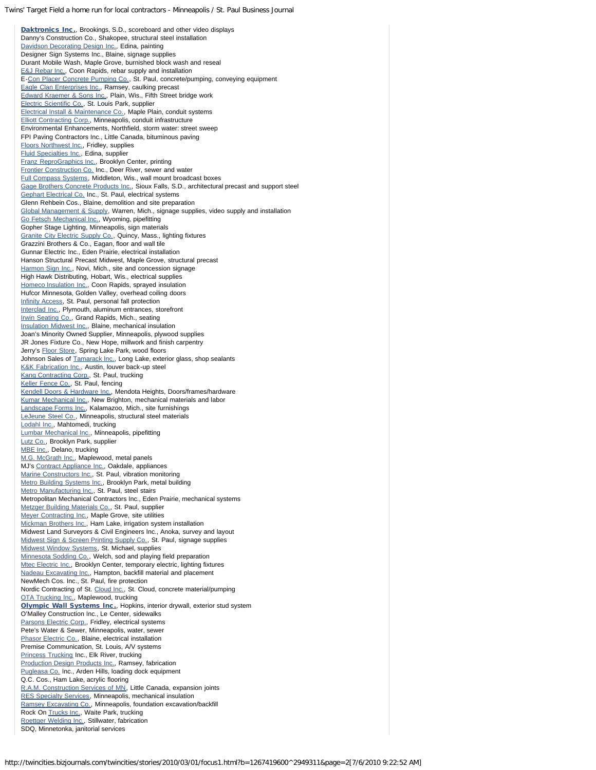Daktronics Inc., Brookings, S.D., scoreboard and other video displays
Danny's Construction Co., Shakopee, structural steel installation
Davidson Decorating Design Inc., Edina, painting
Designer Sign Systems Inc., Blaine, signage supplies
Durant Mobile Wash, Maple Grove, burnished block wash and reseal
E&J Rebar Inc., Coon Rapids, rebar supply and installation
E-Con Placer Concrete Pumping Co., St. Paul, concrete/pumping, conveying equipment
Eagle Clan Enterprises Inc., Ramsey, caulking precast
Edward Kraemer & Sons Inc., Plain, Wis., Fifth Street bridge work
Electric Scientific Co., St. Louis Park, supplier
Electrical Install & Maintenance Co., Maple Plain, conduit systems
Elliott Contracting Corp., Minneapolis, conduit infrastructure
Environmental Enhancements, Northfield, storm water: street sweep
FPI Paving Contractors Inc., Little Canada, bituminous paving
Floors Northwest Inc., Fridley, supplies
Fluid Specialties Inc., Edina, supplier
Franz ReproGraphics Inc., Brooklyn Center, printing
Frontier Construction Co. Inc., Deer River, sewer and water
Full Compass Systems, Middleton, Wis., wall mount broadcast boxes
Gage Brothers Concrete Products Inc., Sioux Falls, S.D., architectural precast and support steel
Gephart Electrical Co. Inc., St. Paul, electrical systems
Glenn Rehbein Cos., Blaine, demolition and site preparation
Global Management & Supply, Warren, Mich., signage supplies, video supply and installation
Go Fetsch Mechanical Inc., Wyoming, pipefitting
Gopher Stage Lighting, Minneapolis, sign materials
Granite City Electric Supply Co., Quincy, Mass., lighting fixtures
Grazzini Brothers & Co., Eagan, floor and wall tile
Gunnar Electric Inc., Eden Prairie, electrical installation
Hanson Structural Precast Midwest, Maple Grove, structural precast
Harmon Sign Inc., Novi, Mich., site and concession signage
High Hawk Distributing, Hobart, Wis., electrical supplies
Homeco Insulation Inc., Coon Rapids, sprayed insulation
Hufcor Minnesota, Golden Valley, overhead coiling doors
Infinity Access, St. Paul, personal fall protection
Interclad Inc., Plymouth, aluminum entrances, storefront
Irwin Seating Co., Grand Rapids, Mich., seating
Insulation Midwest Inc., Blaine, mechanical insulation
Joan's Minority Owned Supplier, Minneapolis, plywood supplies
JR Jones Fixture Co., New Hope, millwork and finish carpentry
Jerry's Floor Store, Spring Lake Park, wood floors
Johnson Sales of Tamarack Inc., Long Lake, exterior glass, shop sealants
K&K Fabrication Inc., Austin, louver back-up steel
Kang Contracting Corp., St. Paul, trucking
Keller Fence Co., St. Paul, fencing
Kendell Doors & Hardware Inc., Mendota Heights, Doors/frames/hardware
Kumar Mechanical Inc., New Brighton, mechanical materials and labor
Landscape Forms Inc., Kalamazoo, Mich., site furnishings
LeJeune Steel Co., Minneapolis, structural steel materials
Lodahl Inc., Mahtomedi, trucking
Lumbar Mechanical Inc., Minneapolis, pipefitting
Lutz Co., Brooklyn Park, supplier
MBE Inc., Delano, trucking
M.G. McGrath Inc., Maplewood, metal panels
MJ's Contract Appliance Inc., Oakdale, appliances
Marine Constructors Inc., St. Paul, vibration monitoring
Metro Building Systems Inc., Brooklyn Park, metal building
Metro Manufacturing Inc., St. Paul, steel stairs
Metropolitan Mechanical Contractors Inc., Eden Prairie, mechanical systems
Metzger Building Materials Co., St. Paul, supplier
Meyer Contracting Inc., Maple Grove, site utilities
Mickman Brothers Inc., Ham Lake, irrigation system installation
Midwest Land Surveyors & Civil Engineers Inc., Anoka, survey and layout
Midwest Sign & Screen Printing Supply Co., St. Paul, signage supplies
Midwest Window Systems, St. Michael, supplies
Minnesota Sodding Co., Welch, sod and playing field preparation
Mtec Electric Inc., Brooklyn Center, temporary electric, lighting fixtures
Nadeau Excavating Inc., Hampton, backfill material and placement
NewMech Cos. Inc., St. Paul, fire protection
Nordic Contracting of St. Cloud Inc., St. Cloud, concrete material/pumping
OTA Trucking Inc., Maplewood, trucking
**Olympic Wall Systems Inc.**, Hopkins, interior drywall, exterior stud system
O'Malley Construction Inc., Le Center, sidewalks
Parsons Electric Corp., Fridley, electrical systems
Pete's Water & Sewer, Minneapolis, water, sewer
Phasor Electric Co., Blaine, electrical installation
Premise Communication, St. Louis, A/V systems
Princess Trucking Inc., Elk River, trucking
Production Design Products Inc., Ramsey, fabrication
Pugleasa Co. Inc., Arden Hills, loading dock equipment
Q.C. Cos., Ham Lake, acrylic flooring
R.A.M. Construction Services of MN, Little Canada, expansion joints
RES Specialty Services, Minneapolis, mechanical insulation
Ramsey Excavating Co., Minneapolis, foundation excavation/backfill
Rock On Trucks Inc., Waite Park, trucking
Roettger Welding Inc., Stillwater, fabrication
SDQ, Minnetonka, janitorial services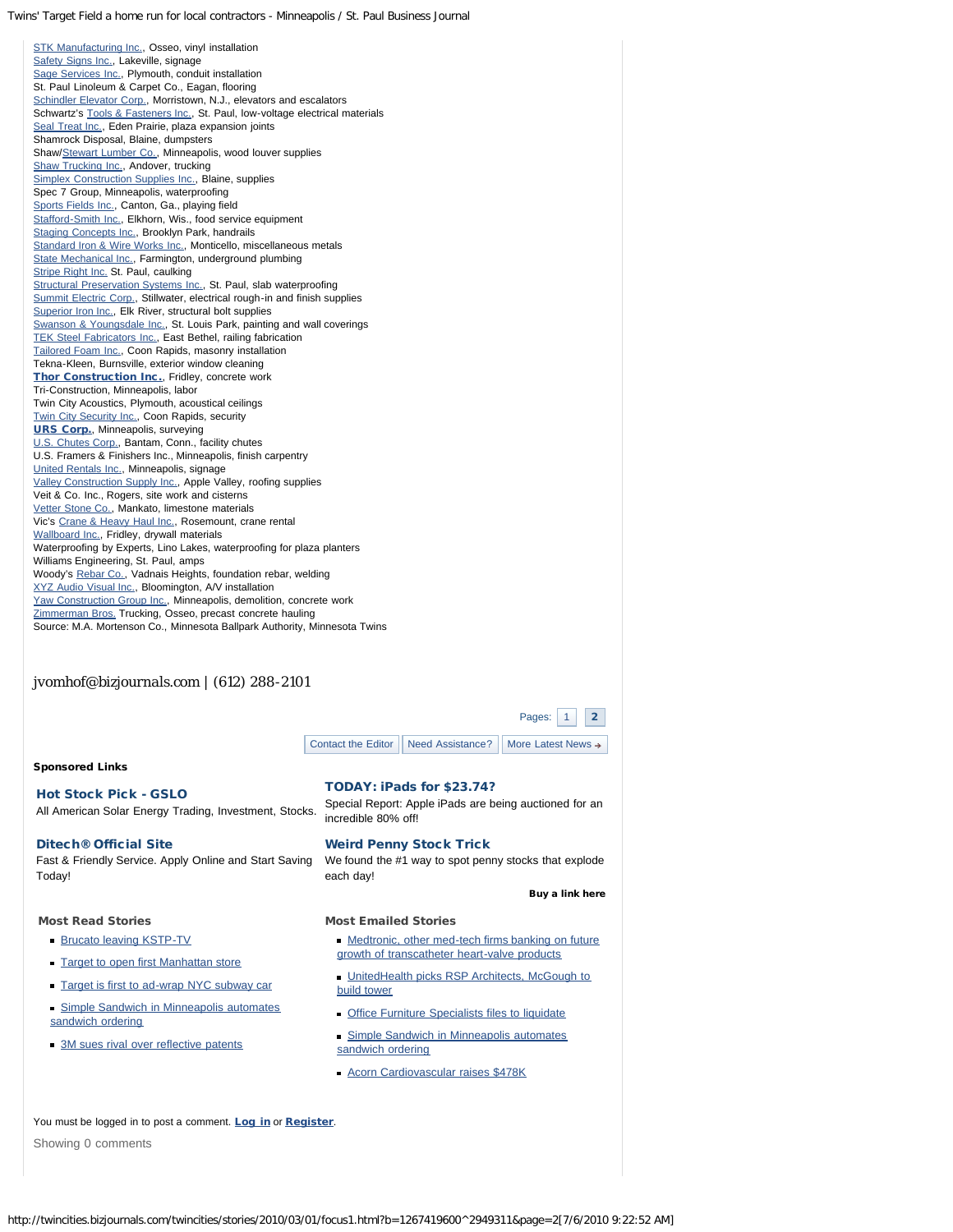STK Manufacturing Inc., Osseo, vinyl installation
Safety Signs Inc., Lakeville, signage
Sage Services Inc., Plymouth, conduit installation
St. Paul Linoleum & Carpet Co., Eagan, flooring
Schindler Elevator Corp., Morristown, N.J., elevators and escalators
Schwartz's Tools & Fasteners Inc., St. Paul, low-voltage electrical materials
Seal Treat Inc., Eden Prairie, plaza expansion joints
Shamrock Disposal, Blaine, dumpsters
Shaw/Stewart Lumber Co., Minneapolis, wood louver supplies
Shaw Trucking Inc., Andover, trucking
Simplex Construction Supplies Inc., Blaine, supplies
Spec 7 Group, Minneapolis, waterproofing
Sports Fields Inc., Canton, Ga., playing field
Stafford-Smith Inc., Elkhorn, Wis., food service equipment
Staging Concepts Inc., Brooklyn Park, handrails
Standard Iron & Wire Works Inc., Monticello, miscellaneous metals
State Mechanical Inc., Farmington, underground plumbing
Stripe Right Inc. St. Paul, caulking
Structural Preservation Systems Inc., St. Paul, slab waterproofing
Summit Electric Corp., Stillwater, electrical rough-in and finish supplies
Superior Iron Inc., Elk River, structural bolt supplies
Swanson & Youngsdale Inc., St. Louis Park, painting and wall coverings
TEK Steel Fabricators Inc., East Bethel, railing fabrication
Tailored Foam Inc., Coon Rapids, masonry installation
Tekna-Kleen, Burnsville, exterior window cleaning
**Thor Construction Inc.**, Fridley, concrete work
Tri-Construction, Minneapolis, labor
Twin City Acoustics, Plymouth, acoustical ceilings
Twin City Security Inc., Coon Rapids, security
**URS Corp.**, Minneapolis, surveying
U.S. Chutes Corp., Bantam, Conn., facility chutes
U.S. Framers & Finishers Inc., Minneapolis, finish carpentry
United Rentals Inc., Minneapolis, signage
Valley Construction Supply Inc., Apple Valley, roofing supplies
Veit & Co. Inc., Rogers, site work and cisterns
Vetter Stone Co., Mankato, limestone materials
Vic's Crane & Heavy Haul Inc., Rosemount, crane rental
Wallboard Inc., Fridley, drywall materials
Waterproofing by Experts, Lino Lakes, waterproofing for plaza planters
Williams Engineering, St. Paul, amps
Woody's Rebar Co., Vadnais Heights, foundation rebar, welding
XYZ Audio Visual Inc., Bloomington, A/V installation
Yaw Construction Group Inc., Minneapolis, demolition, concrete work
Zimmerman Bros. Trucking, Osseo, precast concrete hauling
Source: M.A. Mortenson Co., Minnesota Ballpark Authority, Minnesota Twins

jvomhof@bizjournals.com | (612) 288-2101

Pages: 1 **2**

Contact the Editor | Need Assistance? | More Latest News →

**Sponsored Links**

**Hot Stock Pick - GSLO**
All American Solar Energy Trading, Investment, Stocks.

**TODAY: iPads for $23.74?**
Special Report: Apple iPads are being auctioned for an incredible 80% off!

**Ditech® Official Site**
Fast & Friendly Service. Apply Online and Start Saving Today!

**Weird Penny Stock Trick**
We found the #1 way to spot penny stocks that explode each day!

**Buy a link here**

**Most Read Stories**

- Brucato leaving KSTP-TV
- Target to open first Manhattan store
- Target is first to ad-wrap NYC subway car
- Simple Sandwich in Minneapolis automates sandwich ordering
- 3M sues rival over reflective patents

**Most Emailed Stories**

- Medtronic, other med-tech firms banking on future growth of transcatheter heart-valve products
- UnitedHealth picks RSP Architects, McGough to build tower
- Office Furniture Specialists files to liquidate
- Simple Sandwich in Minneapolis automates sandwich ordering
- Acorn Cardiovascular raises $478K

You must be logged in to post a comment. **Log in** or **Register**.

Showing 0 comments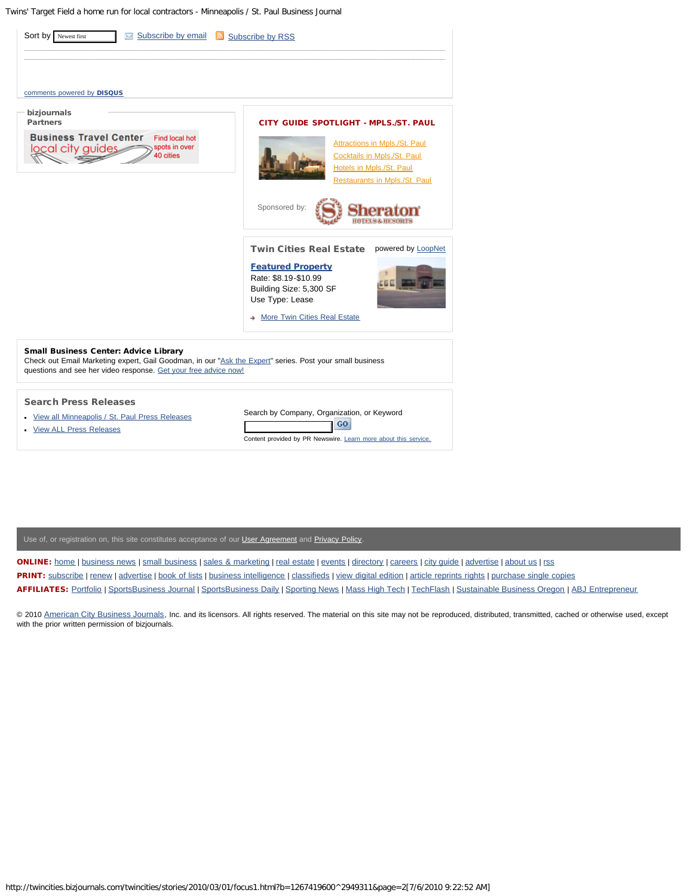Sort by Newest first Subscribe by email Subscribe by RSS

comments powered by DISQUS

bizjournals Partners

Business Travel Center local city guides Find local hot spots in over 40 cities

CITY GUIDE SPOTLIGHT - MPLS./ST. PAUL

Attractions in Mpls./St. Paul
Cocktails in Mpls./St. Paul
Hotels in Mpls./St. Paul
Restaurants in Mpls./St. Paul

Sponsored by: Sheraton HOTELS & RESORTS

## Twin Cities Real Estate

powered by LoopNet

**Featured Property**
Rate: $8.19-$10.99
Building Size: 5,300 SF
Use Type: Lease

More Twin Cities Real Estate

**Small Business Center: Advice Library**
Check out Email Marketing expert, Gail Goodman, in our "Ask the Expert" series. Post your small business questions and see her video response. Get your free advice now!

## Search Press Releases

- View all Minneapolis / St. Paul Press Releases
- View ALL Press Releases

Search by Company, Organization, or Keyword

GO

Content provided by PR Newswire. Learn more about this service.

Use of, or registration on, this site constitutes acceptance of our User Agreement and Privacy Policy.

**ONLINE:** home | business news | small business | sales & marketing | real estate | events | directory | careers | city guide | advertise | about us | rss
**PRINT:** subscribe | renew | advertise | book of lists | business intelligence | classifieds | view digital edition | article reprints rights | purchase single copies
**AFFILIATES:** Portfolio | SportsBusiness Journal | SportsBusiness Daily | Sporting News | Mass High Tech | TechFlash | Sustainable Business Oregon | ABJ Entrepreneur

© 2010 American City Business Journals, Inc. and its licensors. All rights reserved. The material on this site may not be reproduced, distributed, transmitted, cached or otherwise used, except with the prior written permission of bizjournals.